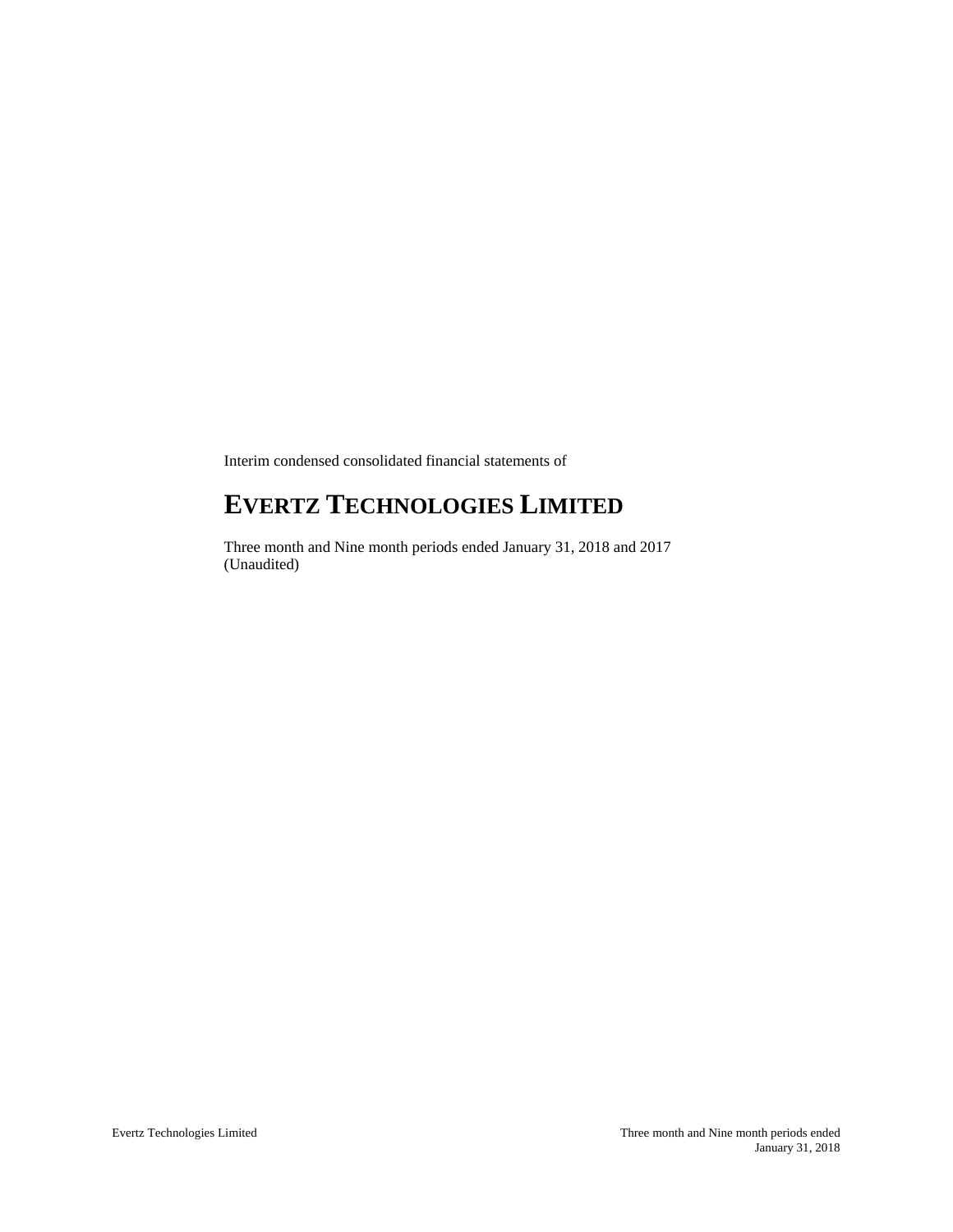Interim condensed consolidated financial statements of

# EVERTZ TECHNOLOGIES LIMITED

Three month and Nine month periods ended January 31, 2018 and 2017
(Unaudited)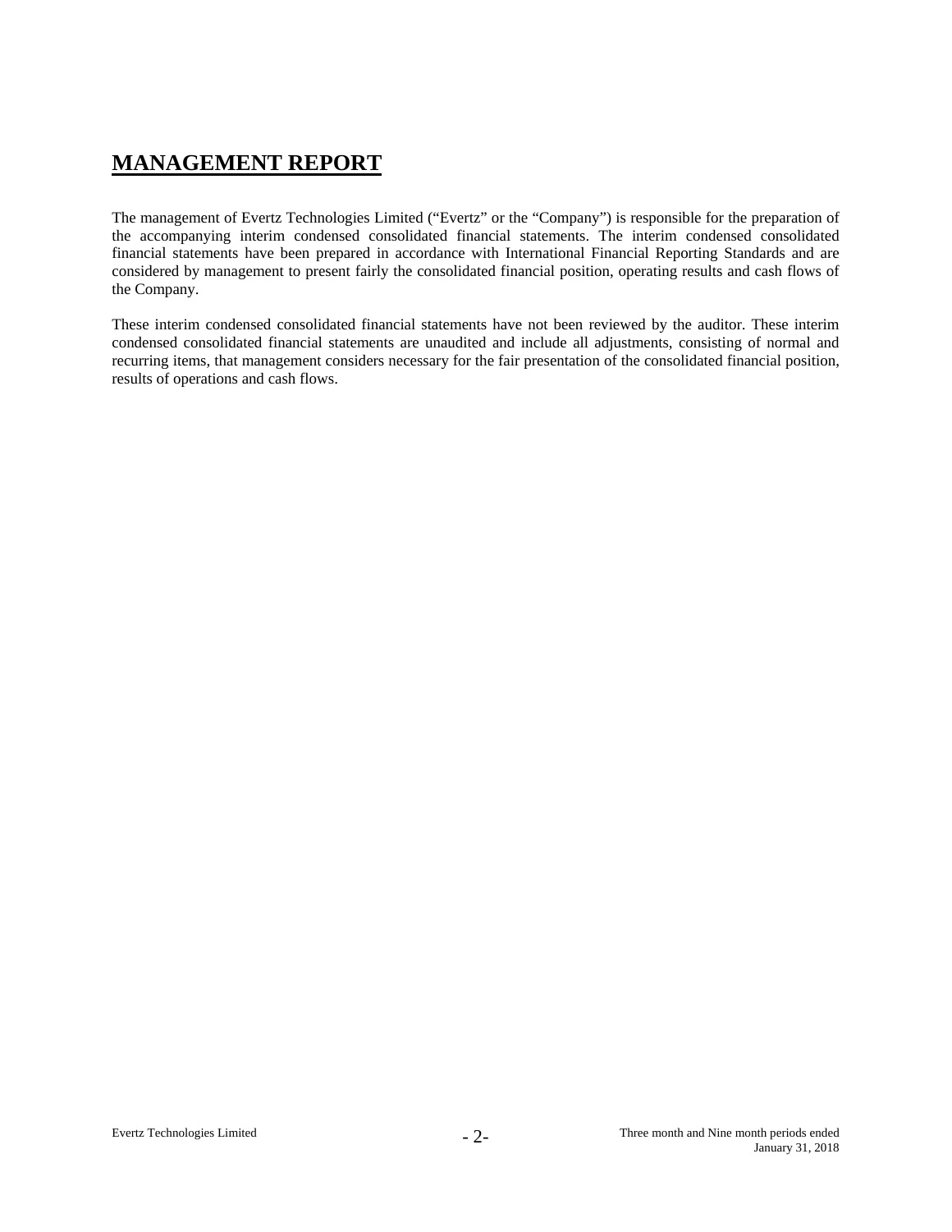# MANAGEMENT REPORT

The management of Evertz Technologies Limited ("Evertz" or the "Company") is responsible for the preparation of the accompanying interim condensed consolidated financial statements. The interim condensed consolidated financial statements have been prepared in accordance with International Financial Reporting Standards and are considered by management to present fairly the consolidated financial position, operating results and cash flows of the Company.

These interim condensed consolidated financial statements have not been reviewed by the auditor. These interim condensed consolidated financial statements are unaudited and include all adjustments, consisting of normal and recurring items, that management considers necessary for the fair presentation of the consolidated financial position, results of operations and cash flows.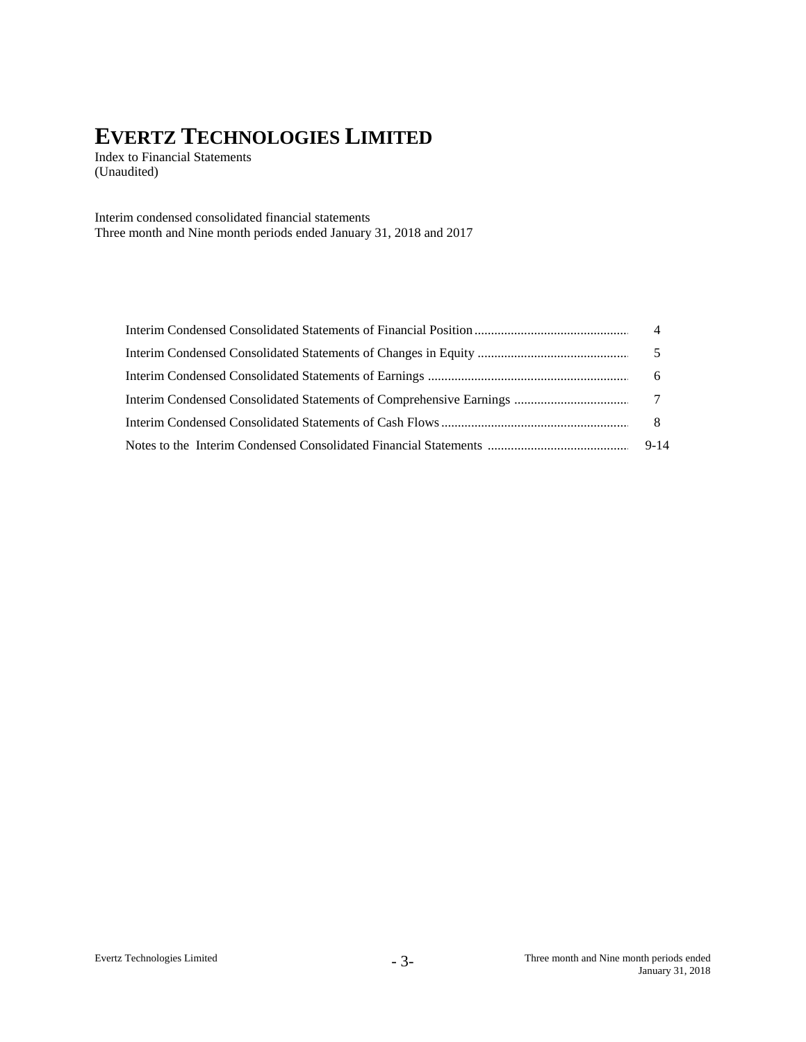# EVERTZ TECHNOLOGIES LIMITED

Index to Financial Statements
(Unaudited)

Interim condensed consolidated financial statements
Three month and Nine month periods ended January 31, 2018 and 2017

| | |
|---|---|
| Interim Condensed Consolidated Statements of Financial Position | 4 |
| Interim Condensed Consolidated Statements of Changes in Equity | 5 |
| Interim Condensed Consolidated Statements of Earnings | 6 |
| Interim Condensed Consolidated Statements of Comprehensive Earnings | 7 |
| Interim Condensed Consolidated Statements of Cash Flows | 8 |
| Notes to the Interim Condensed Consolidated Financial Statements | 9-14 |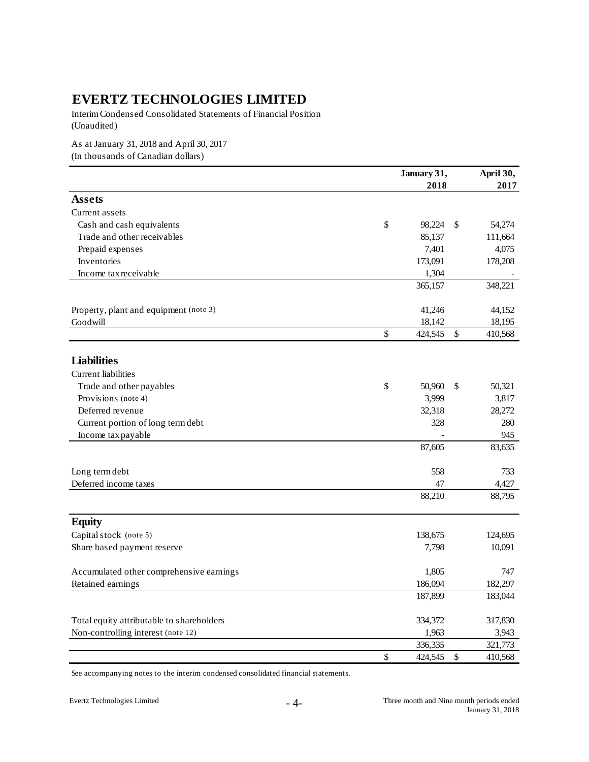# EVERTZ TECHNOLOGIES LIMITED

Interim Condensed Consolidated Statements of Financial Position
(Unaudited)

As at January 31, 2018 and April 30, 2017
(In thousands of Canadian dollars)

| | January 31, 2018 | April 30, 2017 |
|---|---|---|
| **Assets** | | |
| Current assets | | |
| Cash and cash equivalents | $ 98,224 | $ 54,274 |
| Trade and other receivables | 85,137 | 111,664 |
| Prepaid expenses | 7,401 | 4,075 |
| Inventories | 173,091 | 178,208 |
| Income tax receivable | 1,304 | - |
| | 365,157 | 348,221 |
| Property, plant and equipment (note 3) | 41,246 | 44,152 |
| Goodwill | 18,142 | 18,195 |
| | $ 424,545 | $ 410,568 |
| **Liabilities** | | |
| Current liabilities | | |
| Trade and other payables | $ 50,960 | $ 50,321 |
| Provisions (note 4) | 3,999 | 3,817 |
| Deferred revenue | 32,318 | 28,272 |
| Current portion of long term debt | 328 | 280 |
| Income tax payable | - | 945 |
| | 87,605 | 83,635 |
| Long term debt | 558 | 733 |
| Deferred income taxes | 47 | 4,427 |
| | 88,210 | 88,795 |
| **Equity** | | |
| Capital stock (note 5) | 138,675 | 124,695 |
| Share based payment reserve | 7,798 | 10,091 |
| Accumulated other comprehensive earnings | 1,805 | 747 |
| Retained earnings | 186,094 | 182,297 |
| | 187,899 | 183,044 |
| Total equity attributable to shareholders | 334,372 | 317,830 |
| Non-controlling interest (note 12) | 1,963 | 3,943 |
| | 336,335 | 321,773 |
| | $ 424,545 | $ 410,568 |

See accompanying notes to the interim condensed consolidated financial statements.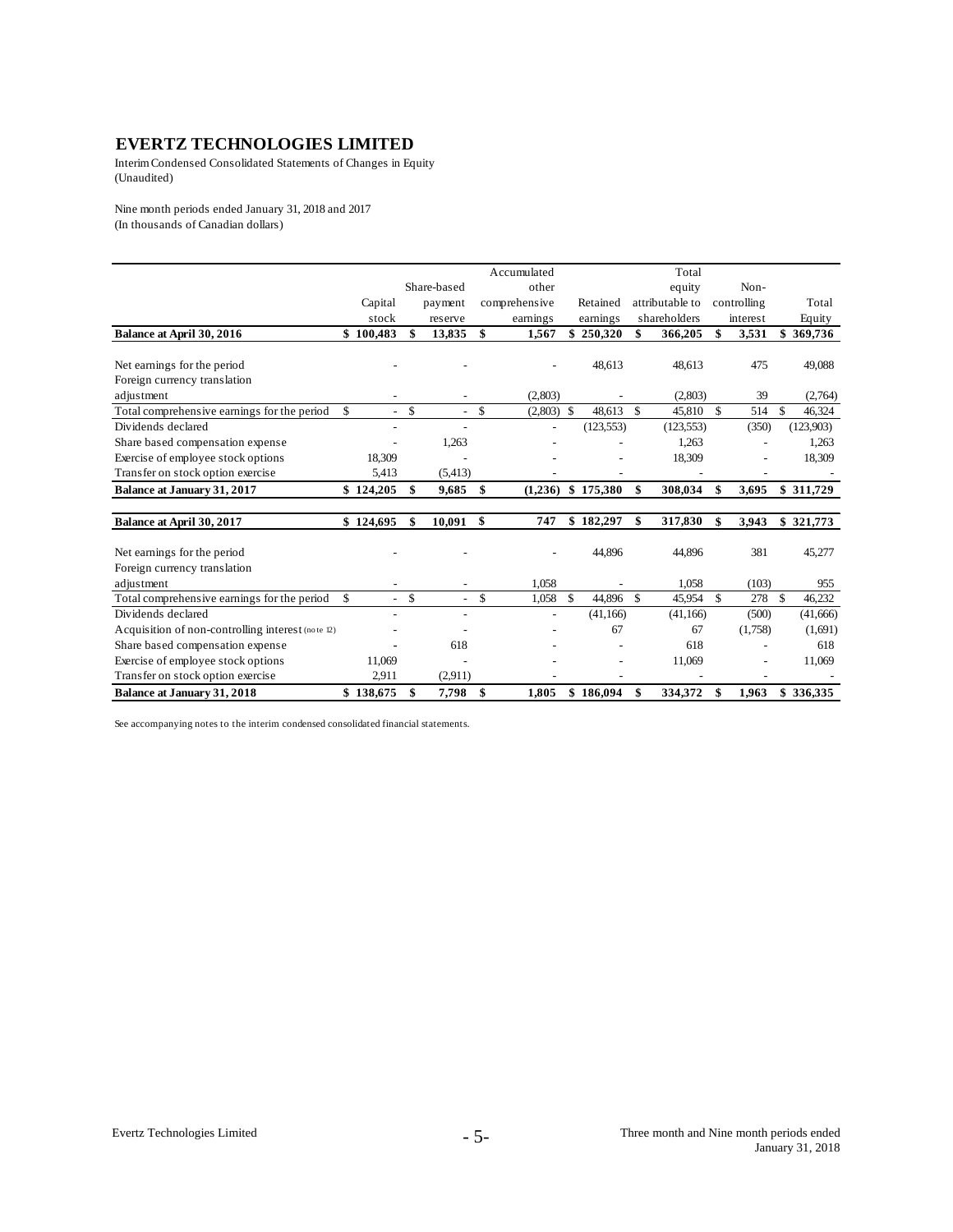# EVERTZ TECHNOLOGIES LIMITED

Interim Condensed Consolidated Statements of Changes in Equity
(Unaudited)

Nine month periods ended January 31, 2018 and 2017
(In thousands of Canadian dollars)

| | Capital stock | Share-based payment reserve | Accumulated other comprehensive earnings | Retained earnings | Total equity attributable to shareholders | Non-controlling interest | Total Equity |
|---|---|---|---|---|---|---|---|
| **Balance at April 30, 2016** | **$ 100,483** | **$ 13,835** | **$ 1,567** | **$ 250,320** | **$ 366,205** | **$ 3,531** | **$ 369,736** |
| Net earnings for the period | - | - | - | 48,613 | 48,613 | 475 | 49,088 |
| Foreign currency translation adjustment | - | - | (2,803) | - | (2,803) | 39 | (2,764) |
| Total comprehensive earnings for the period | $ - | $ - | $ (2,803) | $ 48,613 | $ 45,810 | $ 514 | $ 46,324 |
| Dividends declared | - | - | - | (123,553) | (123,553) | (350) | (123,903) |
| Share based compensation expense | - | 1,263 | - | - | 1,263 | - | 1,263 |
| Exercise of employee stock options | 18,309 | - | - | - | 18,309 | - | 18,309 |
| Transfer on stock option exercise | 5,413 | (5,413) | - | - | - | - | - |
| **Balance at January 31, 2017** | **$ 124,205** | **$ 9,685** | **$ (1,236)** | **$ 175,380** | **$ 308,034** | **$ 3,695** | **$ 311,729** |
| | | | | | | | |
| **Balance at April 30, 2017** | **$ 124,695** | **$ 10,091** | **$ 747** | **$ 182,297** | **$ 317,830** | **$ 3,943** | **$ 321,773** |
| Net earnings for the period | - | - | - | 44,896 | 44,896 | 381 | 45,277 |
| Foreign currency translation adjustment | - | - | 1,058 | - | 1,058 | (103) | 955 |
| Total comprehensive earnings for the period | $ - | $ - | $ 1,058 | $ 44,896 | $ 45,954 | $ 278 | $ 46,232 |
| Dividends declared | - | - | - | (41,166) | (41,166) | (500) | (41,666) |
| Acquisition of non-controlling interest (note 12) | - | - | - | 67 | 67 | (1,758) | (1,691) |
| Share based compensation expense | - | 618 | - | - | 618 | - | 618 |
| Exercise of employee stock options | 11,069 | - | - | - | 11,069 | - | 11,069 |
| Transfer on stock option exercise | 2,911 | (2,911) | - | - | - | - | - |
| **Balance at January 31, 2018** | **$ 138,675** | **$ 7,798** | **$ 1,805** | **$ 186,094** | **$ 334,372** | **$ 1,963** | **$ 336,335** |

See accompanying notes to the interim condensed consolidated financial statements.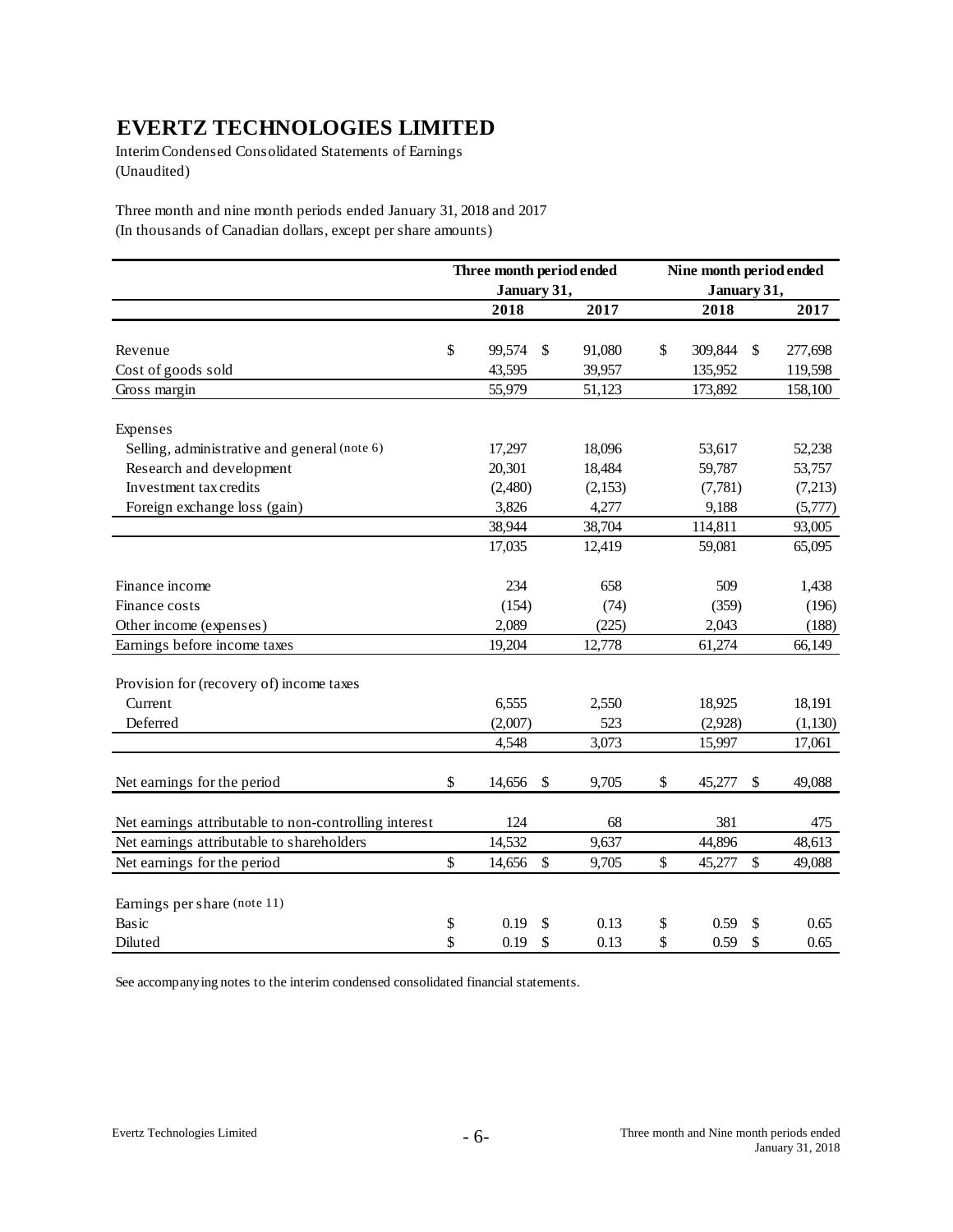# EVERTZ TECHNOLOGIES LIMITED

Interim Condensed Consolidated Statements of Earnings
(Unaudited)

Three month and nine month periods ended January 31, 2018 and 2017
(In thousands of Canadian dollars, except per share amounts)

| | Three month period ended January 31, | | Nine month period ended January 31, | |
|---|---|---|---|---|
| | 2018 | 2017 | 2018 | 2017 |
| Revenue | $ 99,574 | $ 91,080 | $ 309,844 | $ 277,698 |
| Cost of goods sold | 43,595 | 39,957 | 135,952 | 119,598 |
| Gross margin | 55,979 | 51,123 | 173,892 | 158,100 |
| Expenses | | | | |
| Selling, administrative and general (note 6) | 17,297 | 18,096 | 53,617 | 52,238 |
| Research and development | 20,301 | 18,484 | 59,787 | 53,757 |
| Investment tax credits | (2,480) | (2,153) | (7,781) | (7,213) |
| Foreign exchange loss (gain) | 3,826 | 4,277 | 9,188 | (5,777) |
| | 38,944 | 38,704 | 114,811 | 93,005 |
| | 17,035 | 12,419 | 59,081 | 65,095 |
| Finance income | 234 | 658 | 509 | 1,438 |
| Finance costs | (154) | (74) | (359) | (196) |
| Other income (expenses) | 2,089 | (225) | 2,043 | (188) |
| Earnings before income taxes | 19,204 | 12,778 | 61,274 | 66,149 |
| Provision for (recovery of) income taxes | | | | |
| Current | 6,555 | 2,550 | 18,925 | 18,191 |
| Deferred | (2,007) | 523 | (2,928) | (1,130) |
| | 4,548 | 3,073 | 15,997 | 17,061 |
| Net earnings for the period | $ 14,656 | $ 9,705 | $ 45,277 | $ 49,088 |
| Net earnings attributable to non-controlling interest | 124 | 68 | 381 | 475 |
| Net earnings attributable to shareholders | 14,532 | 9,637 | 44,896 | 48,613 |
| Net earnings for the period | $ 14,656 | $ 9,705 | $ 45,277 | $ 49,088 |
| Earnings per share (note 11) | | | | |
| Basic | $ 0.19 | $ 0.13 | $ 0.59 | $ 0.65 |
| Diluted | $ 0.19 | $ 0.13 | $ 0.59 | $ 0.65 |

See accompanying notes to the interim condensed consolidated financial statements.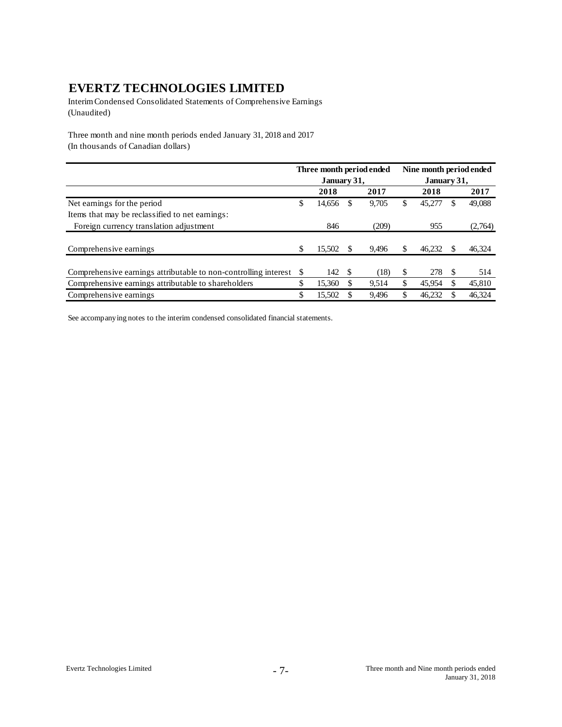# EVERTZ TECHNOLOGIES LIMITED

Interim Condensed Consolidated Statements of Comprehensive Earnings
(Unaudited)

Three month and nine month periods ended January 31, 2018 and 2017
(In thousands of Canadian dollars)

| | Three month period ended January 31, | | Nine month period ended January 31, | |
|---|---|---|---|---|
| | **2018** | **2017** | **2018** | **2017** |
| Net earnings for the period | $ 14,656 | $ 9,705 | $ 45,277 | $ 49,088 |
| Items that may be reclassified to net earnings: | | | | |
| Foreign currency translation adjustment | 846 | (209) | 955 | (2,764) |
| Comprehensive earnings | $ 15,502 | $ 9,496 | $ 46,232 | $ 46,324 |
| Comprehensive earnings attributable to non-controlling interest | $ 142 | $ (18) | $ 278 | $ 514 |
| Comprehensive earnings attributable to shareholders | $ 15,360 | $ 9,514 | $ 45,954 | $ 45,810 |
| Comprehensive earnings | $ 15,502 | $ 9,496 | $ 46,232 | $ 46,324 |

See accompanying notes to the interim condensed consolidated financial statements.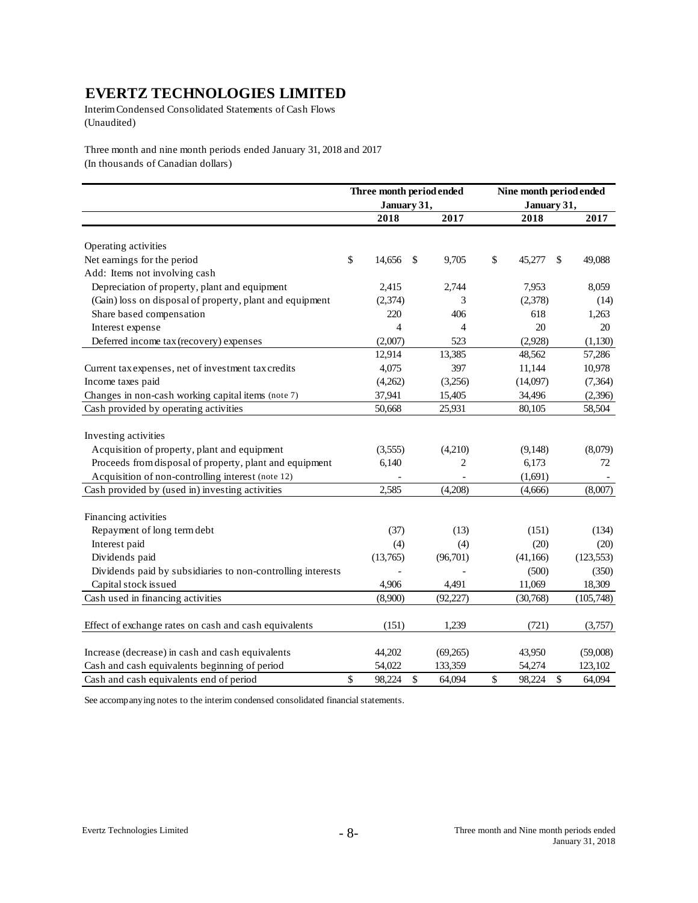# EVERTZ TECHNOLOGIES LIMITED

Interim Condensed Consolidated Statements of Cash Flows
(Unaudited)

Three month and nine month periods ended January 31, 2018 and 2017
(In thousands of Canadian dollars)

| | Three month period ended January 31, | | Nine month period ended January 31, | |
|---|---|---|---|---|
| | 2018 | 2017 | 2018 | 2017 |
| Operating activities | | | | |
| Net earnings for the period | $ 14,656 | $ 9,705 | $ 45,277 | $ 49,088 |
| Add: Items not involving cash | | | | |
| Depreciation of property, plant and equipment | 2,415 | 2,744 | 7,953 | 8,059 |
| (Gain) loss on disposal of property, plant and equipment | (2,374) | 3 | (2,378) | (14) |
| Share based compensation | 220 | 406 | 618 | 1,263 |
| Interest expense | 4 | 4 | 20 | 20 |
| Deferred income tax (recovery) expenses | (2,007) | 523 | (2,928) | (1,130) |
| | 12,914 | 13,385 | 48,562 | 57,286 |
| Current tax expenses, net of investment tax credits | 4,075 | 397 | 11,144 | 10,978 |
| Income taxes paid | (4,262) | (3,256) | (14,097) | (7,364) |
| Changes in non-cash working capital items (note 7) | 37,941 | 15,405 | 34,496 | (2,396) |
| Cash provided by operating activities | 50,668 | 25,931 | 80,105 | 58,504 |
| Investing activities | | | | |
| Acquisition of property, plant and equipment | (3,555) | (4,210) | (9,148) | (8,079) |
| Proceeds from disposal of property, plant and equipment | 6,140 | 2 | 6,173 | 72 |
| Acquisition of non-controlling interest (note 12) | - | - | (1,691) | - |
| Cash provided by (used in) investing activities | 2,585 | (4,208) | (4,666) | (8,007) |
| Financing activities | | | | |
| Repayment of long term debt | (37) | (13) | (151) | (134) |
| Interest paid | (4) | (4) | (20) | (20) |
| Dividends paid | (13,765) | (96,701) | (41,166) | (123,553) |
| Dividends paid by subsidiaries to non-controlling interests | - | - | (500) | (350) |
| Capital stock issued | 4,906 | 4,491 | 11,069 | 18,309 |
| Cash used in financing activities | (8,900) | (92,227) | (30,768) | (105,748) |
| Effect of exchange rates on cash and cash equivalents | (151) | 1,239 | (721) | (3,757) |
| Increase (decrease) in cash and cash equivalents | 44,202 | (69,265) | 43,950 | (59,008) |
| Cash and cash equivalents beginning of period | 54,022 | 133,359 | 54,274 | 123,102 |
| Cash and cash equivalents end of period | $ 98,224 | $ 64,094 | $ 98,224 | $ 64,094 |

See accompanying notes to the interim condensed consolidated financial statements.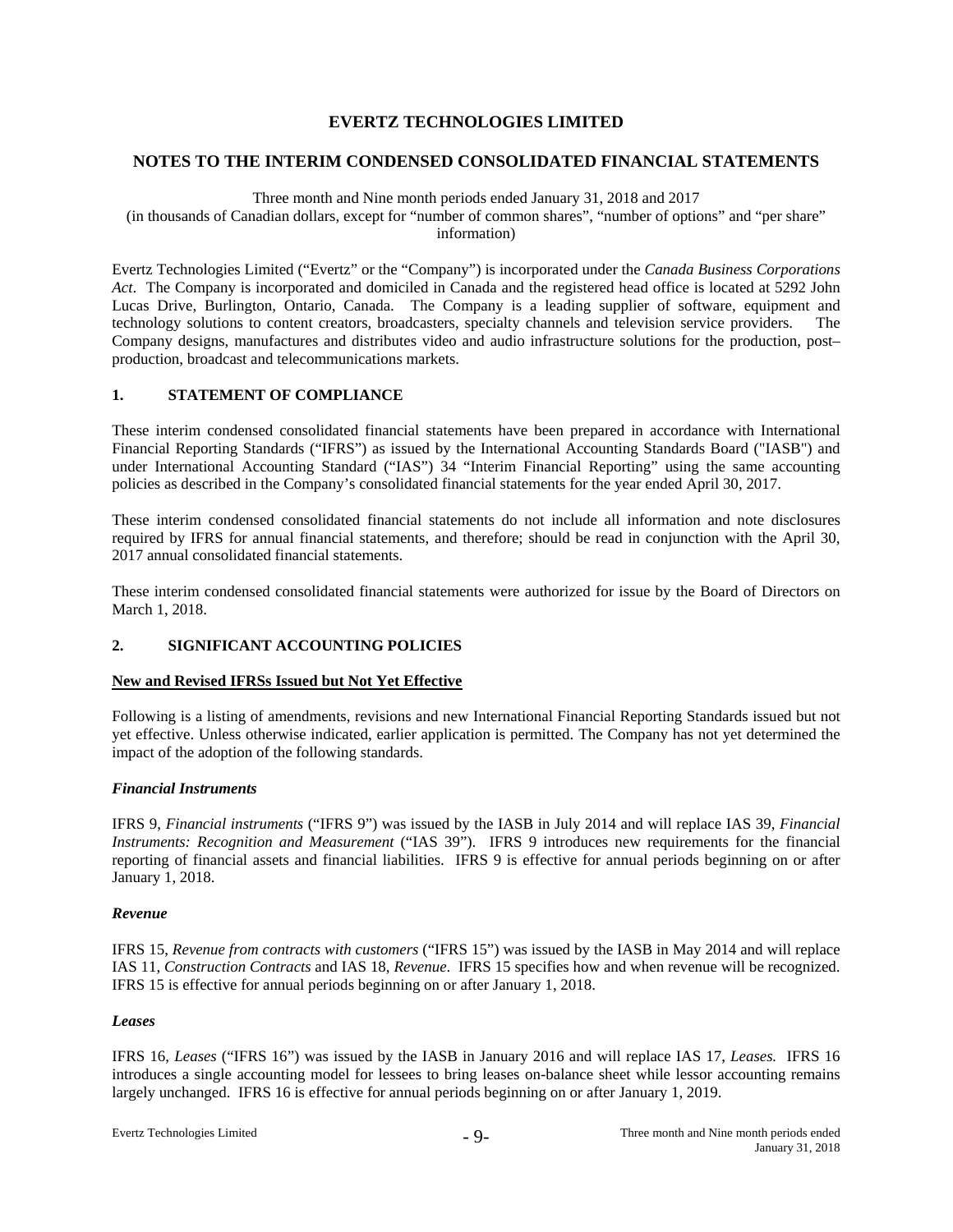# EVERTZ TECHNOLOGIES LIMITED

## NOTES TO THE INTERIM CONDENSED CONSOLIDATED FINANCIAL STATEMENTS

Three month and Nine month periods ended January 31, 2018 and 2017
(in thousands of Canadian dollars, except for "number of common shares", "number of options" and "per share" information)

Evertz Technologies Limited ("Evertz" or the "Company") is incorporated under the *Canada Business Corporations Act*. The Company is incorporated and domiciled in Canada and the registered head office is located at 5292 John Lucas Drive, Burlington, Ontario, Canada. The Company is a leading supplier of software, equipment and technology solutions to content creators, broadcasters, specialty channels and television service providers. The Company designs, manufactures and distributes video and audio infrastructure solutions for the production, post–production, broadcast and telecommunications markets.

### 1. STATEMENT OF COMPLIANCE

These interim condensed consolidated financial statements have been prepared in accordance with International Financial Reporting Standards ("IFRS") as issued by the International Accounting Standards Board ("IASB") and under International Accounting Standard ("IAS") 34 "Interim Financial Reporting" using the same accounting policies as described in the Company's consolidated financial statements for the year ended April 30, 2017.

These interim condensed consolidated financial statements do not include all information and note disclosures required by IFRS for annual financial statements, and therefore; should be read in conjunction with the April 30, 2017 annual consolidated financial statements.

These interim condensed consolidated financial statements were authorized for issue by the Board of Directors on March 1, 2018.

### 2. SIGNIFICANT ACCOUNTING POLICIES

**New and Revised IFRSs Issued but Not Yet Effective**

Following is a listing of amendments, revisions and new International Financial Reporting Standards issued but not yet effective. Unless otherwise indicated, earlier application is permitted. The Company has not yet determined the impact of the adoption of the following standards.

***Financial Instruments***

IFRS 9, *Financial instruments* ("IFRS 9") was issued by the IASB in July 2014 and will replace IAS 39, *Financial Instruments: Recognition and Measurement* ("IAS 39"). IFRS 9 introduces new requirements for the financial reporting of financial assets and financial liabilities. IFRS 9 is effective for annual periods beginning on or after January 1, 2018.

***Revenue***

IFRS 15, *Revenue from contracts with customers* ("IFRS 15") was issued by the IASB in May 2014 and will replace IAS 11, *Construction Contracts* and IAS 18, *Revenue*. IFRS 15 specifies how and when revenue will be recognized. IFRS 15 is effective for annual periods beginning on or after January 1, 2018.

***Leases***

IFRS 16, *Leases* ("IFRS 16") was issued by the IASB in January 2016 and will replace IAS 17, *Leases.* IFRS 16 introduces a single accounting model for lessees to bring leases on-balance sheet while lessor accounting remains largely unchanged. IFRS 16 is effective for annual periods beginning on or after January 1, 2019.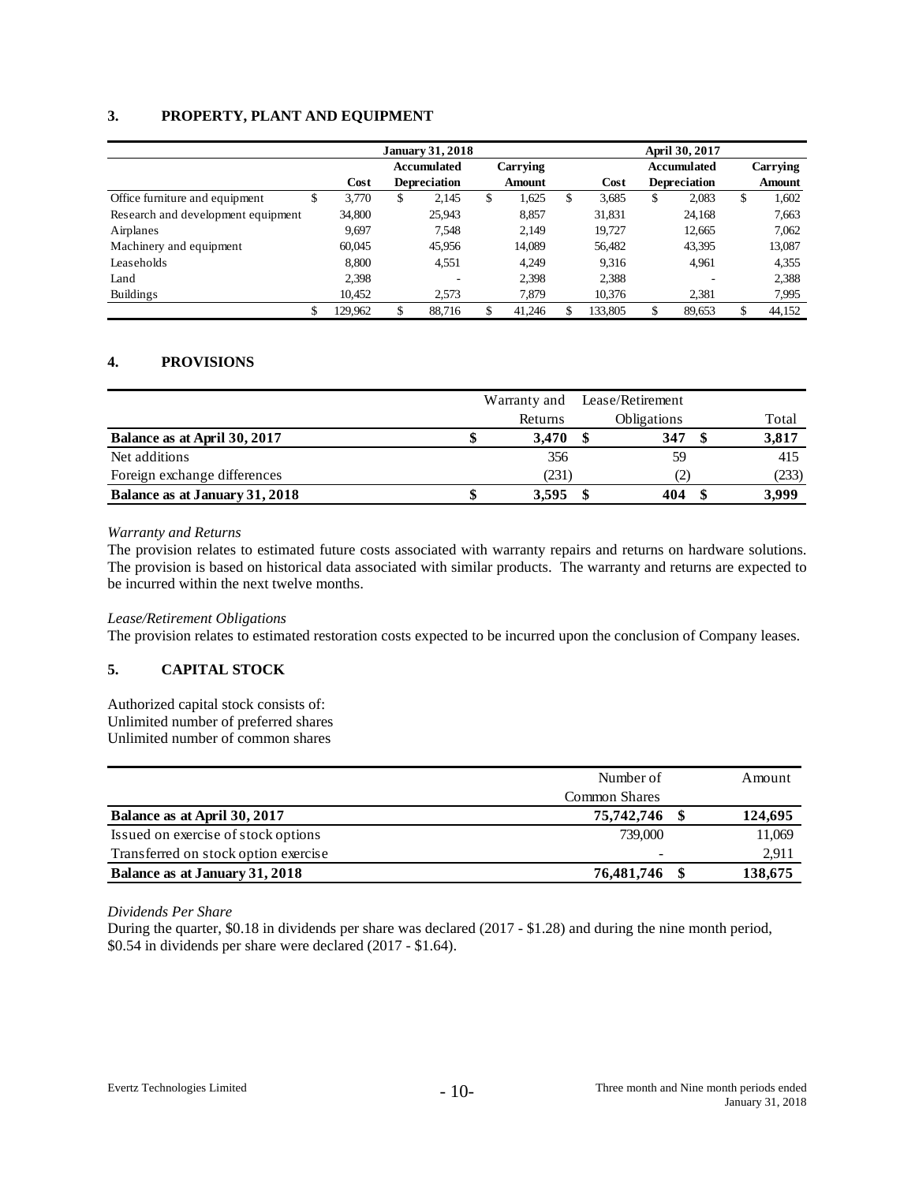## 3. PROPERTY, PLANT AND EQUIPMENT

| | January 31, 2018 | | | April 30, 2017 | | |
|---|---|---|---|---|---|---|
| | Cost | Accumulated Depreciation | Carrying Amount | Cost | Accumulated Depreciation | Carrying Amount |
| Office furniture and equipment | $ 3,770 | $ 2,145 | $ 1,625 | $ 3,685 | $ 2,083 | $ 1,602 |
| Research and development equipment | 34,800 | 25,943 | 8,857 | 31,831 | 24,168 | 7,663 |
| Airplanes | 9,697 | 7,548 | 2,149 | 19,727 | 12,665 | 7,062 |
| Machinery and equipment | 60,045 | 45,956 | 14,089 | 56,482 | 43,395 | 13,087 |
| Leaseholds | 8,800 | 4,551 | 4,249 | 9,316 | 4,961 | 4,355 |
| Land | 2,398 | - | 2,398 | 2,388 | - | 2,388 |
| Buildings | 10,452 | 2,573 | 7,879 | 10,376 | 2,381 | 7,995 |
| | $ 129,962 | $ 88,716 | $ 41,246 | $ 133,805 | $ 89,653 | $ 44,152 |

## 4. PROVISIONS

| | Warranty and Returns | Lease/Retirement Obligations | Total |
|---|---|---|---|
| **Balance as at April 30, 2017** | **$ 3,470** | **$ 347** | **$ 3,817** |
| Net additions | 356 | 59 | 415 |
| Foreign exchange differences | (231) | (2) | (233) |
| **Balance as at January 31, 2018** | **$ 3,595** | **$ 404** | **$ 3,999** |

*Warranty and Returns*

The provision relates to estimated future costs associated with warranty repairs and returns on hardware solutions. The provision is based on historical data associated with similar products. The warranty and returns are expected to be incurred within the next twelve months.

*Lease/Retirement Obligations*

The provision relates to estimated restoration costs expected to be incurred upon the conclusion of Company leases.

## 5. CAPITAL STOCK

Authorized capital stock consists of:
Unlimited number of preferred shares
Unlimited number of common shares

| | Number of Common Shares | Amount |
|---|---|---|
| **Balance as at April 30, 2017** | **75,742,746** | **$ 124,695** |
| Issued on exercise of stock options | 739,000 | 11,069 |
| Transferred on stock option exercise | - | 2,911 |
| **Balance as at January 31, 2018** | **76,481,746** | **$ 138,675** |

*Dividends Per Share*

During the quarter, $0.18 in dividends per share was declared (2017 - $1.28) and during the nine month period, $0.54 in dividends per share were declared (2017 - $1.64).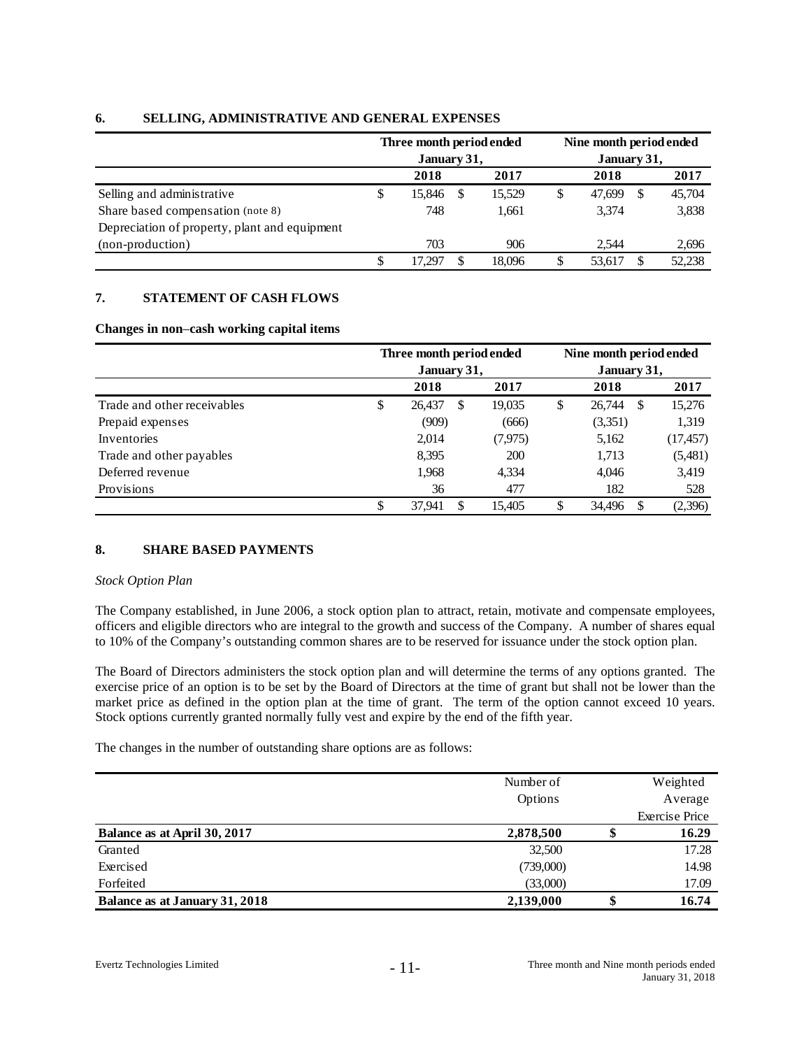## 6. SELLING, ADMINISTRATIVE AND GENERAL EXPENSES

| | Three month period ended January 31, | | Nine month period ended January 31, | |
|---|---|---|---|---|
| | 2018 | 2017 | 2018 | 2017 |
| Selling and administrative | $ 15,846 | $ 15,529 | $ 47,699 | $ 45,704 |
| Share based compensation (note 8) | 748 | 1,661 | 3,374 | 3,838 |
| Depreciation of property, plant and equipment (non-production) | 703 | 906 | 2,544 | 2,696 |
| | $ 17,297 | $ 18,096 | $ 53,617 | $ 52,238 |

## 7. STATEMENT OF CASH FLOWS

**Changes in non–cash working capital items**

| | Three month period ended January 31, | | Nine month period ended January 31, | |
|---|---|---|---|---|
| | 2018 | 2017 | 2018 | 2017 |
| Trade and other receivables | $ 26,437 | $ 19,035 | $ 26,744 | $ 15,276 |
| Prepaid expenses | (909) | (666) | (3,351) | 1,319 |
| Inventories | 2,014 | (7,975) | 5,162 | (17,457) |
| Trade and other payables | 8,395 | 200 | 1,713 | (5,481) |
| Deferred revenue | 1,968 | 4,334 | 4,046 | 3,419 |
| Provisions | 36 | 477 | 182 | 528 |
| | $ 37,941 | $ 15,405 | $ 34,496 | $ (2,396) |

## 8. SHARE BASED PAYMENTS

*Stock Option Plan*

The Company established, in June 2006, a stock option plan to attract, retain, motivate and compensate employees, officers and eligible directors who are integral to the growth and success of the Company. A number of shares equal to 10% of the Company's outstanding common shares are to be reserved for issuance under the stock option plan.

The Board of Directors administers the stock option plan and will determine the terms of any options granted. The exercise price of an option is to be set by the Board of Directors at the time of grant but shall not be lower than the market price as defined in the option plan at the time of grant. The term of the option cannot exceed 10 years. Stock options currently granted normally fully vest and expire by the end of the fifth year.

The changes in the number of outstanding share options are as follows:

| | Number of Options | Weighted Average Exercise Price |
|---|---|---|
| **Balance as at April 30, 2017** | **2,878,500** | **$ 16.29** |
| Granted | 32,500 | 17.28 |
| Exercised | (739,000) | 14.98 |
| Forfeited | (33,000) | 17.09 |
| **Balance as at January 31, 2018** | **2,139,000** | **$ 16.74** |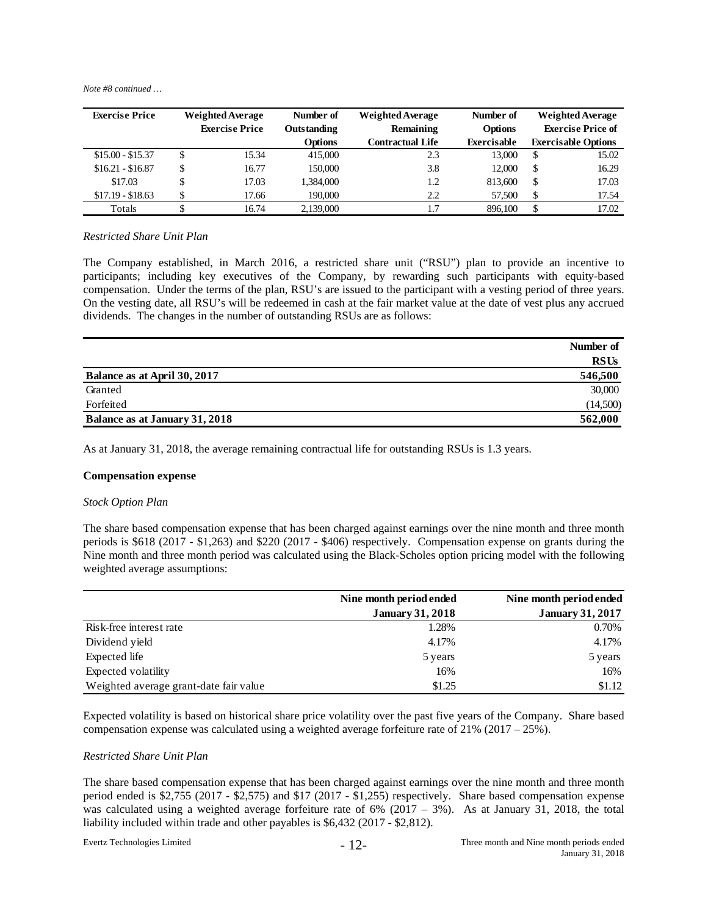*Note #8 continued …*

| Exercise Price | Weighted Average Exercise Price | Number of Outstanding Options | Weighted Average Remaining Contractual Life | Number of Options Exercisable | Weighted Average Exercise Price of Exercisable Options |
|---|---|---|---|---|---|
| $15.00 - $15.37 | $ 15.34 | 415,000 | 2.3 | 13,000 | $ 15.02 |
| $16.21 - $16.87 | $ 16.77 | 150,000 | 3.8 | 12,000 | $ 16.29 |
| $17.03 | $ 17.03 | 1,384,000 | 1.2 | 813,600 | $ 17.03 |
| $17.19 - $18.63 | $ 17.66 | 190,000 | 2.2 | 57,500 | $ 17.54 |
| Totals | $ 16.74 | 2,139,000 | 1.7 | 896,100 | $ 17.02 |

*Restricted Share Unit Plan*

The Company established, in March 2016, a restricted share unit ("RSU") plan to provide an incentive to participants; including key executives of the Company, by rewarding such participants with equity-based compensation. Under the terms of the plan, RSU's are issued to the participant with a vesting period of three years. On the vesting date, all RSU's will be redeemed in cash at the fair market value at the date of vest plus any accrued dividends. The changes in the number of outstanding RSUs are as follows:

| | Number of RSUs |
|---|---|
| **Balance as at April 30, 2017** | **546,500** |
| Granted | 30,000 |
| Forfeited | (14,500) |
| **Balance as at January 31, 2018** | **562,000** |

As at January 31, 2018, the average remaining contractual life for outstanding RSUs is 1.3 years.

**Compensation expense**

*Stock Option Plan*

The share based compensation expense that has been charged against earnings over the nine month and three month periods is $618 (2017 - $1,263) and $220 (2017 - $406) respectively. Compensation expense on grants during the Nine month and three month period was calculated using the Black-Scholes option pricing model with the following weighted average assumptions:

| | Nine month period ended January 31, 2018 | Nine month period ended January 31, 2017 |
|---|---|---|
| Risk-free interest rate | 1.28% | 0.70% |
| Dividend yield | 4.17% | 4.17% |
| Expected life | 5 years | 5 years |
| Expected volatility | 16% | 16% |
| Weighted average grant-date fair value | $1.25 | $1.12 |

Expected volatility is based on historical share price volatility over the past five years of the Company. Share based compensation expense was calculated using a weighted average forfeiture rate of 21% (2017 – 25%).

*Restricted Share Unit Plan*

The share based compensation expense that has been charged against earnings over the nine month and three month period ended is $2,755 (2017 - $2,575) and $17 (2017 - $1,255) respectively. Share based compensation expense was calculated using a weighted average forfeiture rate of 6% (2017 – 3%). As at January 31, 2018, the total liability included within trade and other payables is $6,432 (2017 - $2,812).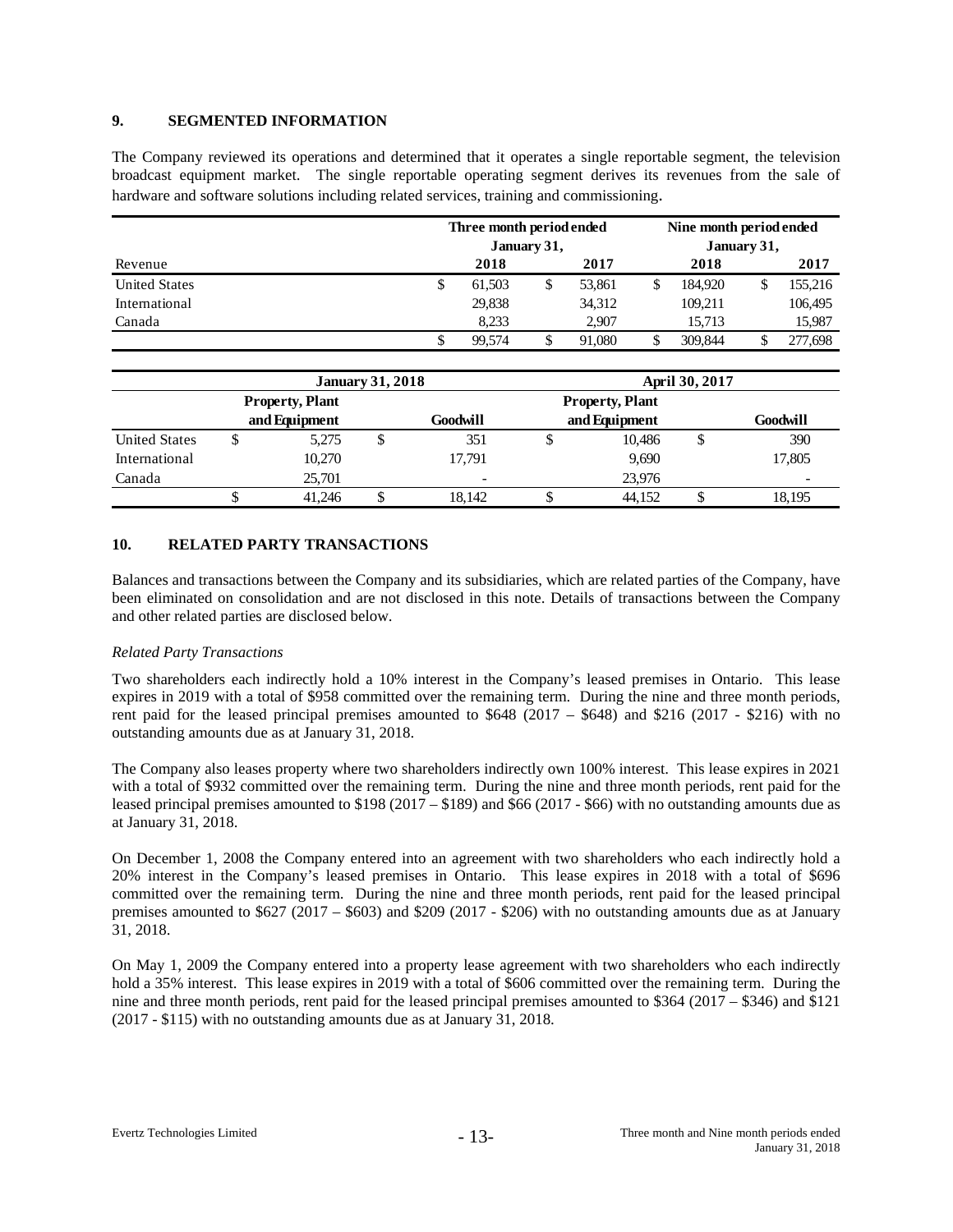## 9. SEGMENTED INFORMATION

The Company reviewed its operations and determined that it operates a single reportable segment, the television broadcast equipment market. The single reportable operating segment derives its revenues from the sale of hardware and software solutions including related services, training and commissioning.

| | Three month period ended January 31, | | Nine month period ended January 31, | |
|---|---|---|---|---|
| Revenue | 2018 | 2017 | 2018 | 2017 |
| United States | $ 61,503 | $ 53,861 | $ 184,920 | $ 155,216 |
| International | 29,838 | 34,312 | 109,211 | 106,495 |
| Canada | 8,233 | 2,907 | 15,713 | 15,987 |
| | $ 99,574 | $ 91,080 | $ 309,844 | $ 277,698 |

| | January 31, 2018 | | April 30, 2017 | |
|---|---|---|---|---|
| | Property, Plant and Equipment | Goodwill | Property, Plant and Equipment | Goodwill |
| United States | $ 5,275 | $ 351 | $ 10,486 | $ 390 |
| International | 10,270 | 17,791 | 9,690 | 17,805 |
| Canada | 25,701 | - | 23,976 | - |
| | $ 41,246 | $ 18,142 | $ 44,152 | $ 18,195 |

## 10. RELATED PARTY TRANSACTIONS

Balances and transactions between the Company and its subsidiaries, which are related parties of the Company, have been eliminated on consolidation and are not disclosed in this note. Details of transactions between the Company and other related parties are disclosed below.

*Related Party Transactions*

Two shareholders each indirectly hold a 10% interest in the Company's leased premises in Ontario. This lease expires in 2019 with a total of $958 committed over the remaining term. During the nine and three month periods, rent paid for the leased principal premises amounted to $648 (2017 – $648) and $216 (2017 - $216) with no outstanding amounts due as at January 31, 2018.

The Company also leases property where two shareholders indirectly own 100% interest. This lease expires in 2021 with a total of $932 committed over the remaining term. During the nine and three month periods, rent paid for the leased principal premises amounted to $198 (2017 – $189) and $66 (2017 - $66) with no outstanding amounts due as at January 31, 2018.

On December 1, 2008 the Company entered into an agreement with two shareholders who each indirectly hold a 20% interest in the Company's leased premises in Ontario. This lease expires in 2018 with a total of $696 committed over the remaining term. During the nine and three month periods, rent paid for the leased principal premises amounted to $627 (2017 – $603) and $209 (2017 - $206) with no outstanding amounts due as at January 31, 2018.

On May 1, 2009 the Company entered into a property lease agreement with two shareholders who each indirectly hold a 35% interest. This lease expires in 2019 with a total of $606 committed over the remaining term. During the nine and three month periods, rent paid for the leased principal premises amounted to $364 (2017 – $346) and $121 (2017 - $115) with no outstanding amounts due as at January 31, 2018.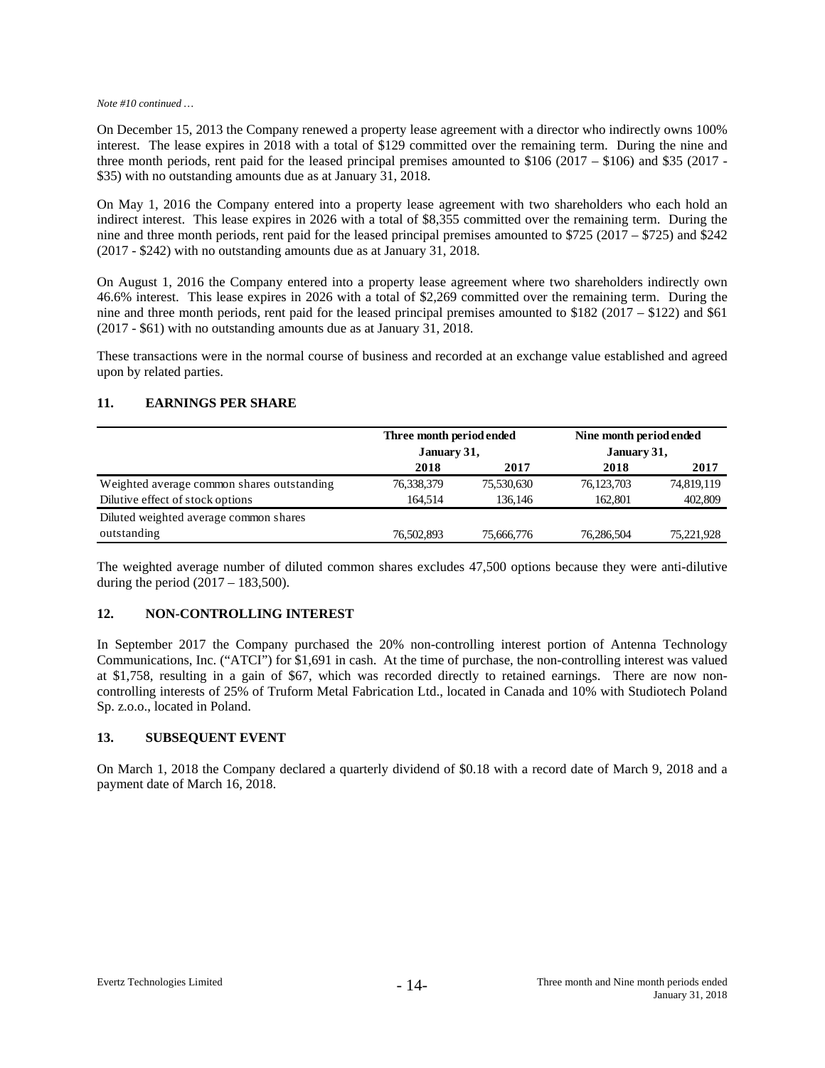*Note #10 continued …*

On December 15, 2013 the Company renewed a property lease agreement with a director who indirectly owns 100% interest. The lease expires in 2018 with a total of $129 committed over the remaining term. During the nine and three month periods, rent paid for the leased principal premises amounted to $106 (2017 – $106) and $35 (2017 - $35) with no outstanding amounts due as at January 31, 2018.

On May 1, 2016 the Company entered into a property lease agreement with two shareholders who each hold an indirect interest. This lease expires in 2026 with a total of $8,355 committed over the remaining term. During the nine and three month periods, rent paid for the leased principal premises amounted to $725 (2017 – $725) and $242 (2017 - $242) with no outstanding amounts due as at January 31, 2018.

On August 1, 2016 the Company entered into a property lease agreement where two shareholders indirectly own 46.6% interest. This lease expires in 2026 with a total of $2,269 committed over the remaining term. During the nine and three month periods, rent paid for the leased principal premises amounted to $182 (2017 – $122) and $61 (2017 - $61) with no outstanding amounts due as at January 31, 2018.

These transactions were in the normal course of business and recorded at an exchange value established and agreed upon by related parties.

## 11. EARNINGS PER SHARE

| | Three month period ended January 31, | | Nine month period ended January 31, | |
|---|---|---|---|---|
| | **2018** | **2017** | **2018** | **2017** |
| Weighted average common shares outstanding | 76,338,379 | 75,530,630 | 76,123,703 | 74,819,119 |
| Dilutive effect of stock options | 164,514 | 136,146 | 162,801 | 402,809 |
| Diluted weighted average common shares outstanding | 76,502,893 | 75,666,776 | 76,286,504 | 75,221,928 |

The weighted average number of diluted common shares excludes 47,500 options because they were anti-dilutive during the period (2017 – 183,500).

## 12. NON-CONTROLLING INTEREST

In September 2017 the Company purchased the 20% non-controlling interest portion of Antenna Technology Communications, Inc. ("ATCI") for $1,691 in cash. At the time of purchase, the non-controlling interest was valued at $1,758, resulting in a gain of $67, which was recorded directly to retained earnings. There are now non-controlling interests of 25% of Truform Metal Fabrication Ltd., located in Canada and 10% with Studiotech Poland Sp. z.o.o., located in Poland.

## 13. SUBSEQUENT EVENT

On March 1, 2018 the Company declared a quarterly dividend of $0.18 with a record date of March 9, 2018 and a payment date of March 16, 2018.